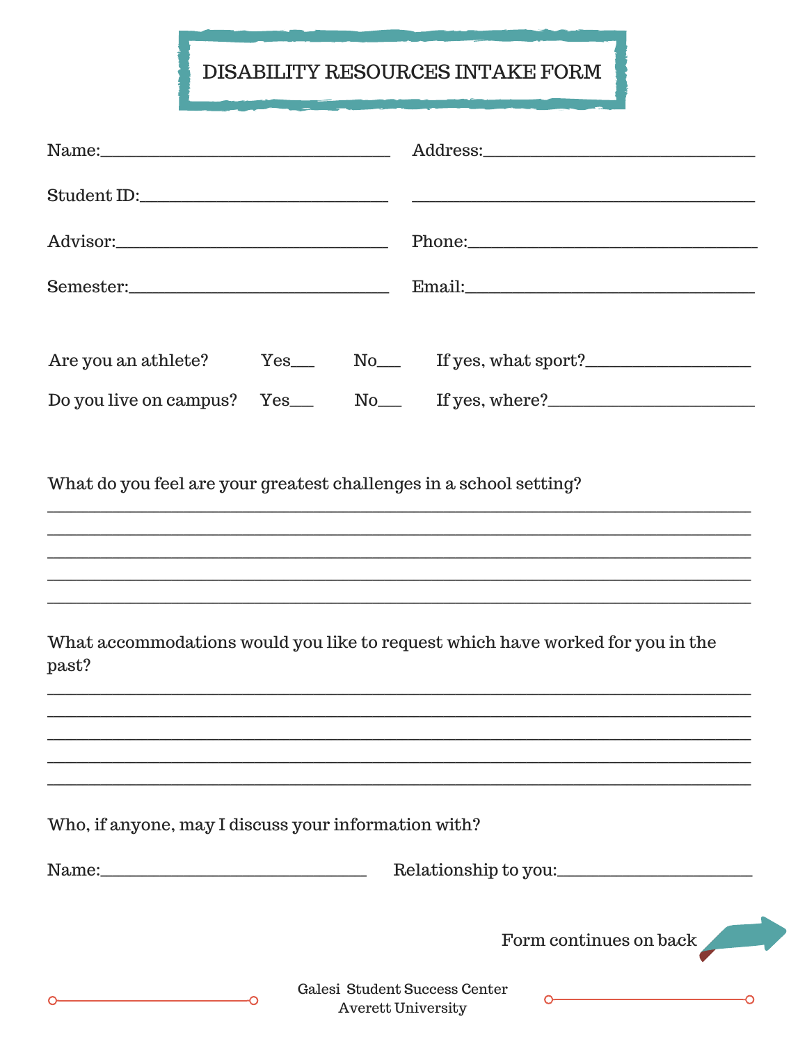# DISABILITY RESOURCES INTAKE FORM

Name:___________________________________ Address:_________________________________

Student ID:______________________________ _________________________________________

Advisor:________________________________ Phone:___________________________________

Semester:_______________________________ Email:___________________________________

Are you an athlete? Yes___ No___ If yes, what sport?___________________

Do you live on campus? Yes___ No___ If yes, where?________________________

What do you feel are your greatest challenges in a school setting?

____________________________________________________________________________
____________________________________________________________________________
____________________________________________________________________________
____________________________________________________________________________
____________________________________________________________________________

What accommodations would you like to request which have worked for you in the past?

____________________________________________________________________________
____________________________________________________________________________
____________________________________________________________________________
____________________________________________________________________________
____________________________________________________________________________

Who, if anyone, may I discuss your information with?

Name:________________________________ Relationship to you:_______________________

Form continues on back

Galesi Student Success Center
Averett University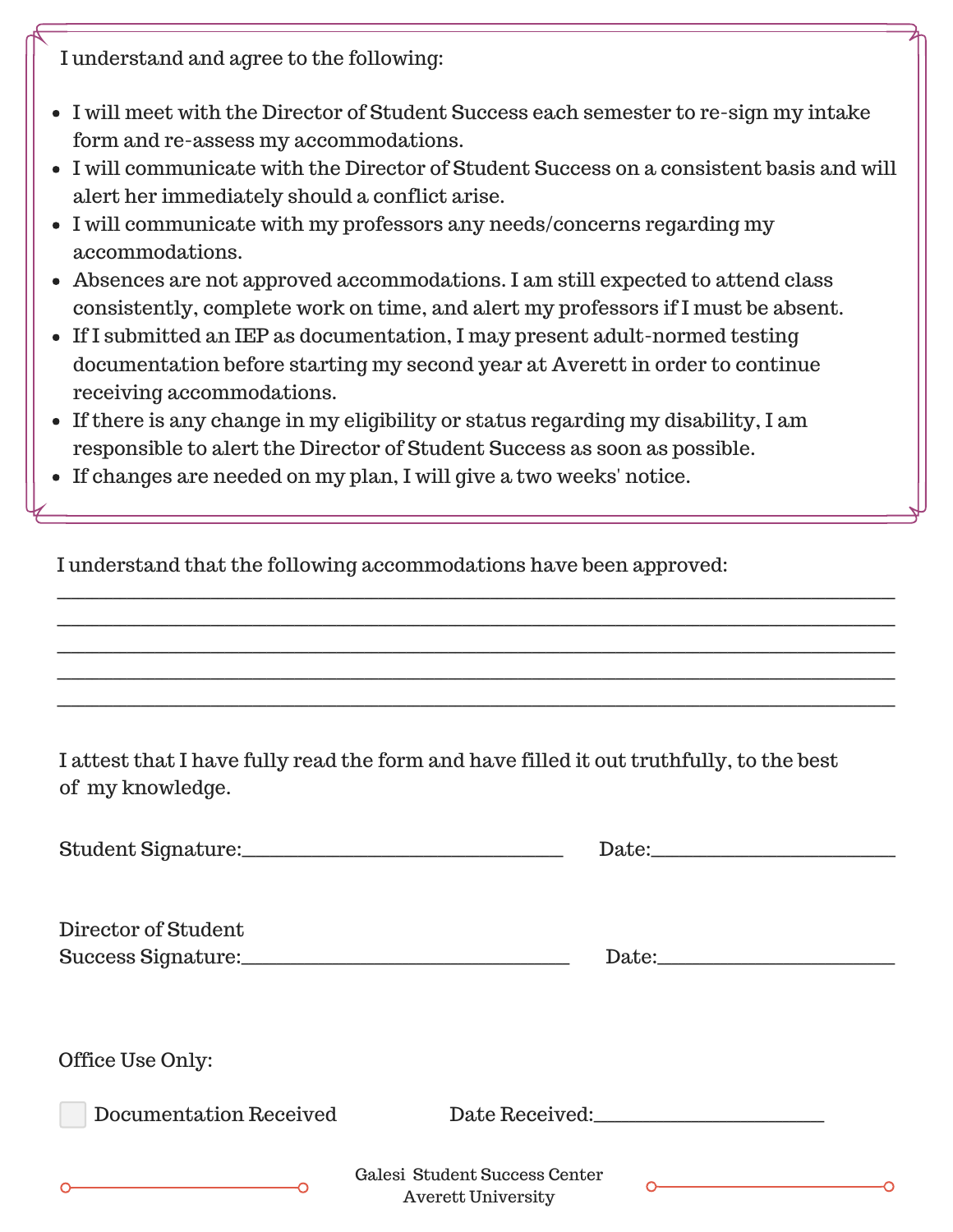I understand and agree to the following:

- I will meet with the Director of Student Success each semester to re-sign my intake form and re-assess my accommodations.
- I will communicate with the Director of Student Success on a consistent basis and will alert her immediately should a conflict arise.
- I will communicate with my professors any needs/concerns regarding my accommodations.
- Absences are not approved accommodations. I am still expected to attend class consistently, complete work on time, and alert my professors if I must be absent.
- If I submitted an IEP as documentation, I may present adult-normed testing documentation before starting my second year at Averett in order to continue receiving accommodations.
- If there is any change in my eligibility or status regarding my disability, I am responsible to alert the Director of Student Success as soon as possible.
- If changes are needed on my plan, I will give a two weeks' notice.

I understand that the following accommodations have been approved:

______________________________________________________________________________

______________________________________________________________________________

______________________________________________________________________________

______________________________________________________________________________

______________________________________________________________________________

I attest that I have fully read the form and have filled it out truthfully, to the best of my knowledge.

Student Signature:______________________________ Date:____________________

Director of Student Success Signature:______________________________ Date:____________________

Office Use Only:

☐ Documentation Received Date Received:____________________

Galesi Student Success Center
Averett University